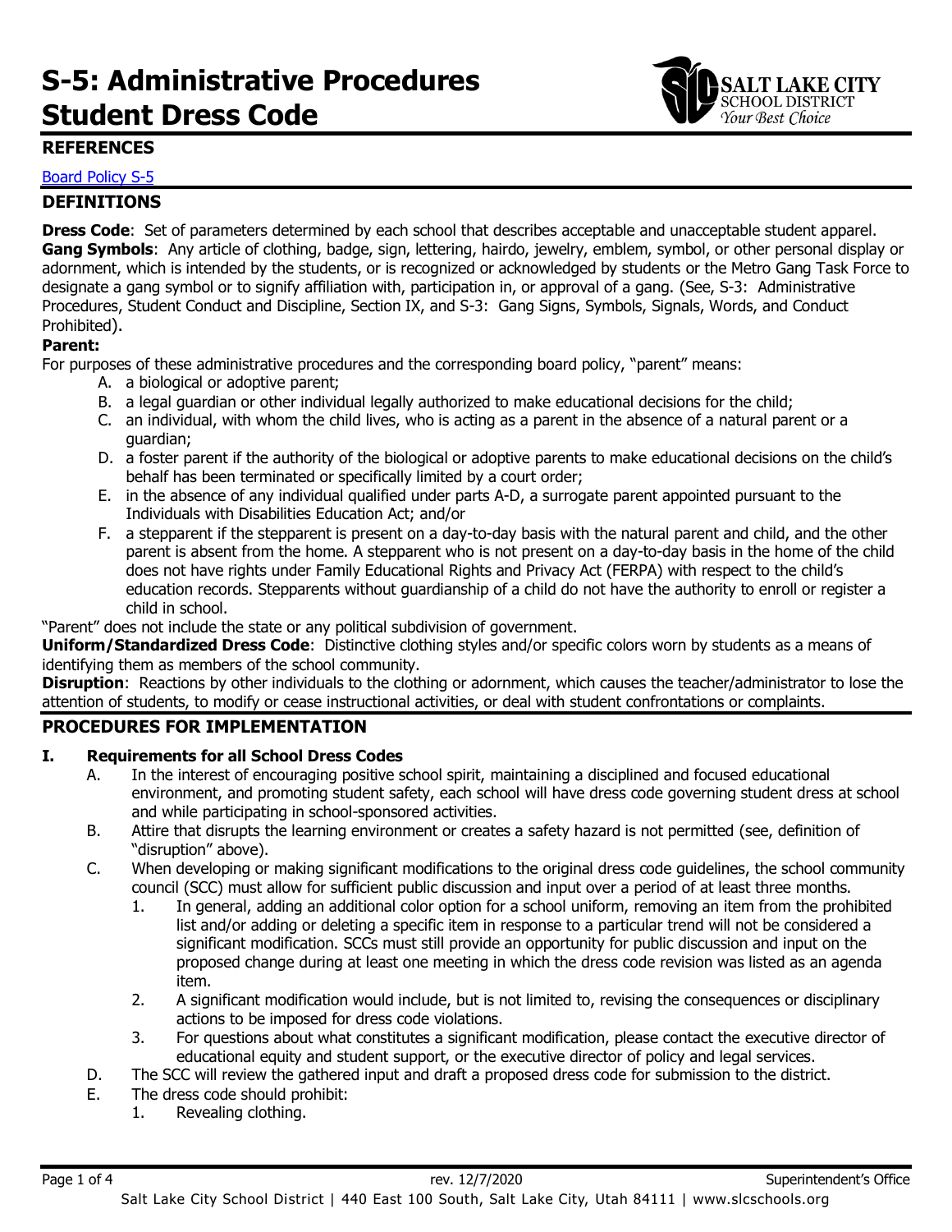# S-5: Administrative Procedures Student Dress Code

## REFERENCES

[Board Policy S-5]

## DEFINITIONS

**Dress Code**: Set of parameters determined by each school that describes acceptable and unacceptable student apparel.
**Gang Symbols**: Any article of clothing, badge, sign, lettering, hairdo, jewelry, emblem, symbol, or other personal display or adornment, which is intended by the students, or is recognized or acknowledged by students or the Metro Gang Task Force to designate a gang symbol or to signify affiliation with, participation in, or approval of a gang. (See, S-3: Administrative Procedures, Student Conduct and Discipline, Section IX, and S-3: Gang Signs, Symbols, Signals, Words, and Conduct Prohibited).

**Parent:**

For purposes of these administrative procedures and the corresponding board policy, "parent" means:

A. a biological or adoptive parent;
B. a legal guardian or other individual legally authorized to make educational decisions for the child;
C. an individual, with whom the child lives, who is acting as a parent in the absence of a natural parent or a guardian;
D. a foster parent if the authority of the biological or adoptive parents to make educational decisions on the child's behalf has been terminated or specifically limited by a court order;
E. in the absence of any individual qualified under parts A-D, a surrogate parent appointed pursuant to the Individuals with Disabilities Education Act; and/or
F. a stepparent if the stepparent is present on a day-to-day basis with the natural parent and child, and the other parent is absent from the home. A stepparent who is not present on a day-to-day basis in the home of the child does not have rights under Family Educational Rights and Privacy Act (FERPA) with respect to the child's education records. Stepparents without guardianship of a child do not have the authority to enroll or register a child in school.

"Parent" does not include the state or any political subdivision of government.

**Uniform/Standardized Dress Code**: Distinctive clothing styles and/or specific colors worn by students as a means of identifying them as members of the school community.

**Disruption**: Reactions by other individuals to the clothing or adornment, which causes the teacher/administrator to lose the attention of students, to modify or cease instructional activities, or deal with student confrontations or complaints.

## PROCEDURES FOR IMPLEMENTATION

### I. Requirements for all School Dress Codes

A. In the interest of encouraging positive school spirit, maintaining a disciplined and focused educational environment, and promoting student safety, each school will have dress code governing student dress at school and while participating in school-sponsored activities.
B. Attire that disrupts the learning environment or creates a safety hazard is not permitted (see, definition of "disruption" above).
C. When developing or making significant modifications to the original dress code guidelines, the school community council (SCC) must allow for sufficient public discussion and input over a period of at least three months.
   1. In general, adding an additional color option for a school uniform, removing an item from the prohibited list and/or adding or deleting a specific item in response to a particular trend will not be considered a significant modification. SCCs must still provide an opportunity for public discussion and input on the proposed change during at least one meeting in which the dress code revision was listed as an agenda item.
   2. A significant modification would include, but is not limited to, revising the consequences or disciplinary actions to be imposed for dress code violations.
   3. For questions about what constitutes a significant modification, please contact the executive director of educational equity and student support, or the executive director of policy and legal services.
D. The SCC will review the gathered input and draft a proposed dress code for submission to the district.
E. The dress code should prohibit:
   1. Revealing clothing.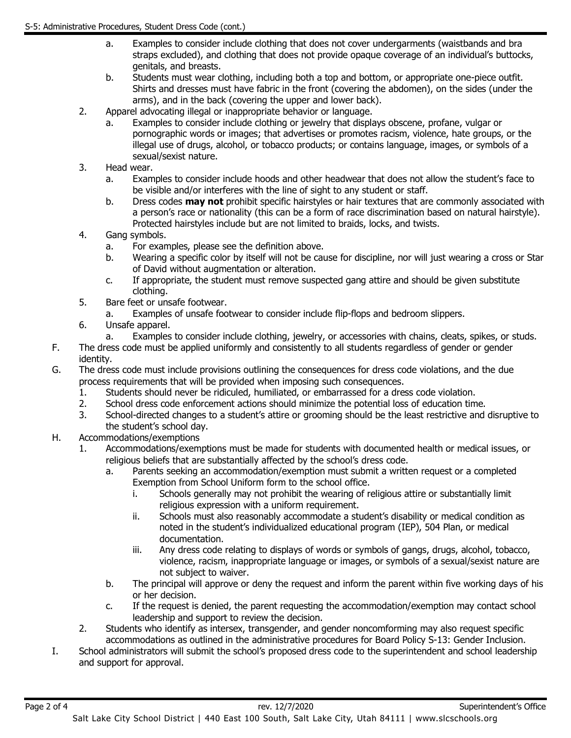a. Examples to consider include clothing that does not cover undergarments (waistbands and bra straps excluded), and clothing that does not provide opaque coverage of an individual's buttocks, genitals, and breasts.
   b. Students must wear clothing, including both a top and bottom, or appropriate one-piece outfit. Shirts and dresses must have fabric in the front (covering the abdomen), on the sides (under the arms), and in the back (covering the upper and lower back).
2. Apparel advocating illegal or inappropriate behavior or language.
   a. Examples to consider include clothing or jewelry that displays obscene, profane, vulgar or pornographic words or images; that advertises or promotes racism, violence, hate groups, or the illegal use of drugs, alcohol, or tobacco products; or contains language, images, or symbols of a sexual/sexist nature.
3. Head wear.
   a. Examples to consider include hoods and other headwear that does not allow the student's face to be visible and/or interferes with the line of sight to any student or staff.
   b. Dress codes **may not** prohibit specific hairstyles or hair textures that are commonly associated with a person's race or nationality (this can be a form of race discrimination based on natural hairstyle). Protected hairstyles include but are not limited to braids, locks, and twists.
4. Gang symbols.
   a. For examples, please see the definition above.
   b. Wearing a specific color by itself will not be cause for discipline, nor will just wearing a cross or Star of David without augmentation or alteration.
   c. If appropriate, the student must remove suspected gang attire and should be given substitute clothing.
5. Bare feet or unsafe footwear.
   a. Examples of unsafe footwear to consider include flip-flops and bedroom slippers.
6. Unsafe apparel.
   a. Examples to consider include clothing, jewelry, or accessories with chains, cleats, spikes, or studs.

F. The dress code must be applied uniformly and consistently to all students regardless of gender or gender identity.

G. The dress code must include provisions outlining the consequences for dress code violations, and the due process requirements that will be provided when imposing such consequences.
   1. Students should never be ridiculed, humiliated, or embarrassed for a dress code violation.
   2. School dress code enforcement actions should minimize the potential loss of education time.
   3. School-directed changes to a student's attire or grooming should be the least restrictive and disruptive to the student's school day.

H. Accommodations/exemptions
   1. Accommodations/exemptions must be made for students with documented health or medical issues, or religious beliefs that are substantially affected by the school's dress code.
      a. Parents seeking an accommodation/exemption must submit a written request or a completed Exemption from School Uniform form to the school office.
         i. Schools generally may not prohibit the wearing of religious attire or substantially limit religious expression with a uniform requirement.
         ii. Schools must also reasonably accommodate a student's disability or medical condition as noted in the student's individualized educational program (IEP), 504 Plan, or medical documentation.
         iii. Any dress code relating to displays of words or symbols of gangs, drugs, alcohol, tobacco, violence, racism, inappropriate language or images, or symbols of a sexual/sexist nature are not subject to waiver.
      b. The principal will approve or deny the request and inform the parent within five working days of his or her decision.
      c. If the request is denied, the parent requesting the accommodation/exemption may contact school leadership and support to review the decision.
   2. Students who identify as intersex, transgender, and gender noncomforming may also request specific accommodations as outlined in the administrative procedures for Board Policy S-13: Gender Inclusion.

I. School administrators will submit the school's proposed dress code to the superintendent and school leadership and support for approval.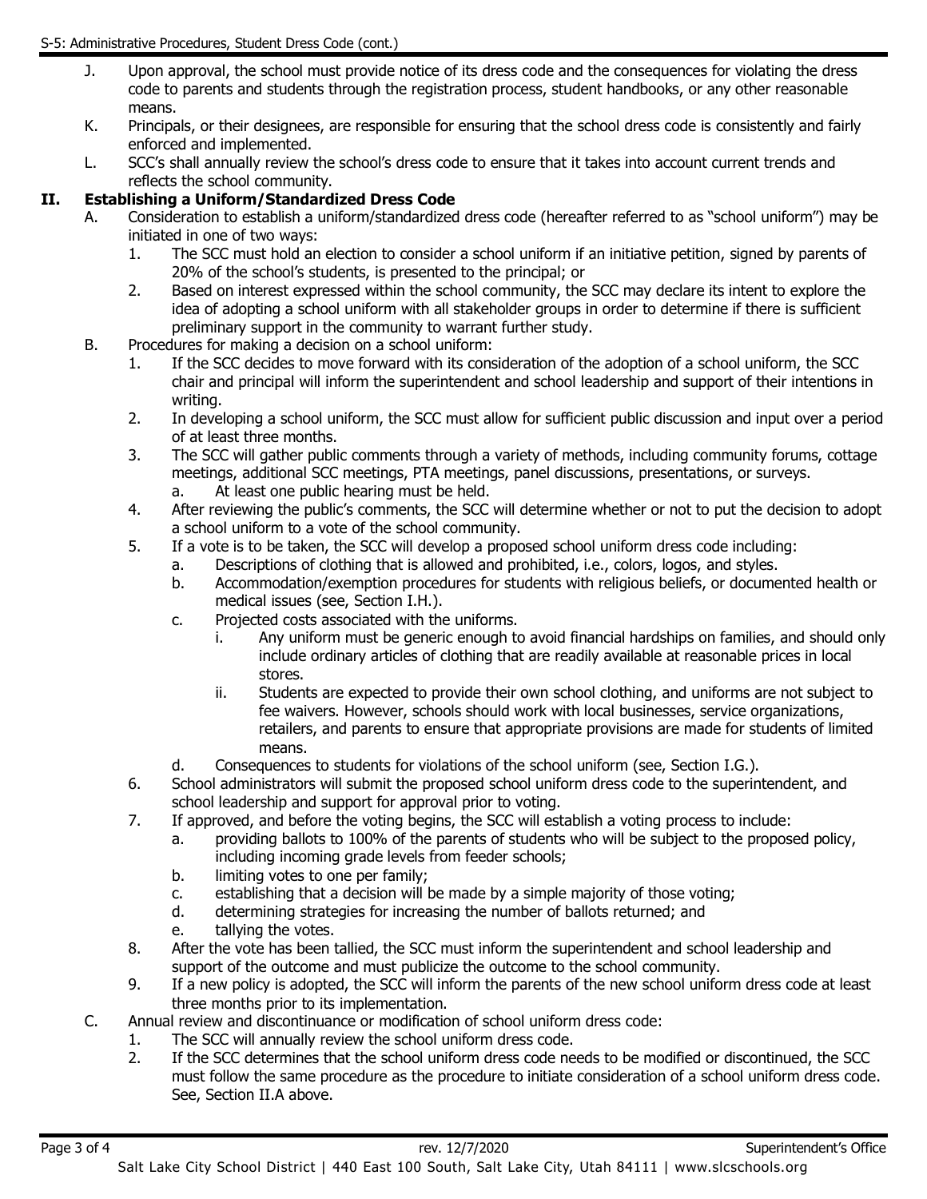J. Upon approval, the school must provide notice of its dress code and the consequences for violating the dress code to parents and students through the registration process, student handbooks, or any other reasonable means.

K. Principals, or their designees, are responsible for ensuring that the school dress code is consistently and fairly enforced and implemented.

L. SCC's shall annually review the school's dress code to ensure that it takes into account current trends and reflects the school community.

## II. Establishing a Uniform/Standardized Dress Code

A. Consideration to establish a uniform/standardized dress code (hereafter referred to as "school uniform") may be initiated in one of two ways:

1. The SCC must hold an election to consider a school uniform if an initiative petition, signed by parents of 20% of the school's students, is presented to the principal; or
2. Based on interest expressed within the school community, the SCC may declare its intent to explore the idea of adopting a school uniform with all stakeholder groups in order to determine if there is sufficient preliminary support in the community to warrant further study.

B. Procedures for making a decision on a school uniform:

1. If the SCC decides to move forward with its consideration of the adoption of a school uniform, the SCC chair and principal will inform the superintendent and school leadership and support of their intentions in writing.
2. In developing a school uniform, the SCC must allow for sufficient public discussion and input over a period of at least three months.
3. The SCC will gather public comments through a variety of methods, including community forums, cottage meetings, additional SCC meetings, PTA meetings, panel discussions, presentations, or surveys.
   a. At least one public hearing must be held.
4. After reviewing the public's comments, the SCC will determine whether or not to put the decision to adopt a school uniform to a vote of the school community.
5. If a vote is to be taken, the SCC will develop a proposed school uniform dress code including:
   a. Descriptions of clothing that is allowed and prohibited, i.e., colors, logos, and styles.
   b. Accommodation/exemption procedures for students with religious beliefs, or documented health or medical issues (see, Section I.H.).
   c. Projected costs associated with the uniforms.
      i. Any uniform must be generic enough to avoid financial hardships on families, and should only include ordinary articles of clothing that are readily available at reasonable prices in local stores.
      ii. Students are expected to provide their own school clothing, and uniforms are not subject to fee waivers. However, schools should work with local businesses, service organizations, retailers, and parents to ensure that appropriate provisions are made for students of limited means.
   d. Consequences to students for violations of the school uniform (see, Section I.G.).
6. School administrators will submit the proposed school uniform dress code to the superintendent, and school leadership and support for approval prior to voting.
7. If approved, and before the voting begins, the SCC will establish a voting process to include:
   a. providing ballots to 100% of the parents of students who will be subject to the proposed policy, including incoming grade levels from feeder schools;
   b. limiting votes to one per family;
   c. establishing that a decision will be made by a simple majority of those voting;
   d. determining strategies for increasing the number of ballots returned; and
   e. tallying the votes.
8. After the vote has been tallied, the SCC must inform the superintendent and school leadership and support of the outcome and must publicize the outcome to the school community.
9. If a new policy is adopted, the SCC will inform the parents of the new school uniform dress code at least three months prior to its implementation.

C. Annual review and discontinuance or modification of school uniform dress code:

1. The SCC will annually review the school uniform dress code.
2. If the SCC determines that the school uniform dress code needs to be modified or discontinued, the SCC must follow the same procedure as the procedure to initiate consideration of a school uniform dress code. See, Section II.A above.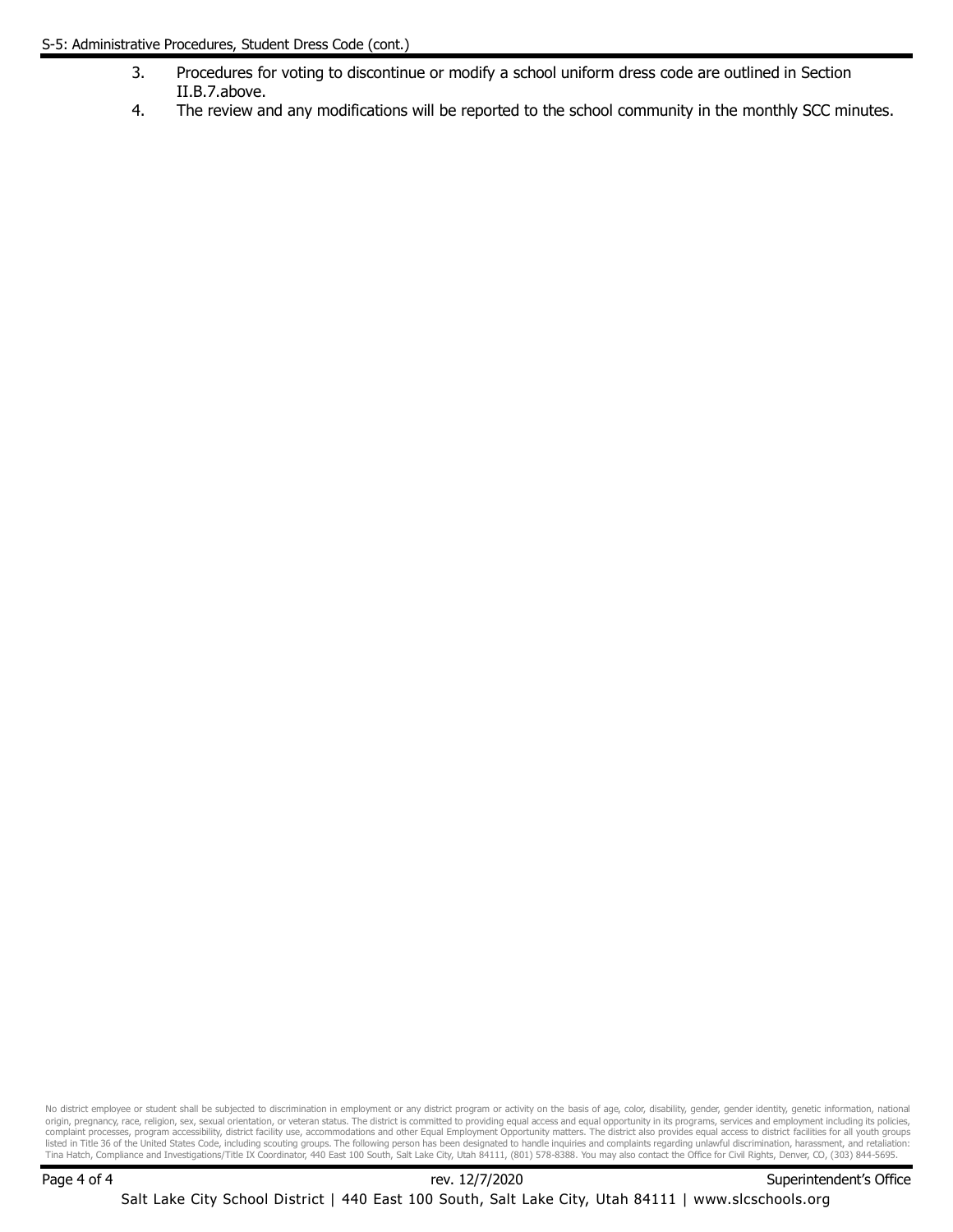3. Procedures for voting to discontinue or modify a school uniform dress code are outlined in Section II.B.7.above.
4. The review and any modifications will be reported to the school community in the monthly SCC minutes.

No district employee or student shall be subjected to discrimination in employment or any district program or activity on the basis of age, color, disability, gender, gender identity, genetic information, national origin, pregnancy, race, religion, sex, sexual orientation, or veteran status. The district is committed to providing equal access and equal opportunity in its programs, services and employment including its policies, complaint processes, program accessibility, district facility use, accommodations and other Equal Employment Opportunity matters. The district also provides equal access to district facilities for all youth groups listed in Title 36 of the United States Code, including scouting groups. The following person has been designated to handle inquiries and complaints regarding unlawful discrimination, harassment, and retaliation: Tina Hatch, Compliance and Investigations/Title IX Coordinator, 440 East 100 South, Salt Lake City, Utah 84111, (801) 578-8388. You may also contact the Office for Civil Rights, Denver, CO, (303) 844-5695.